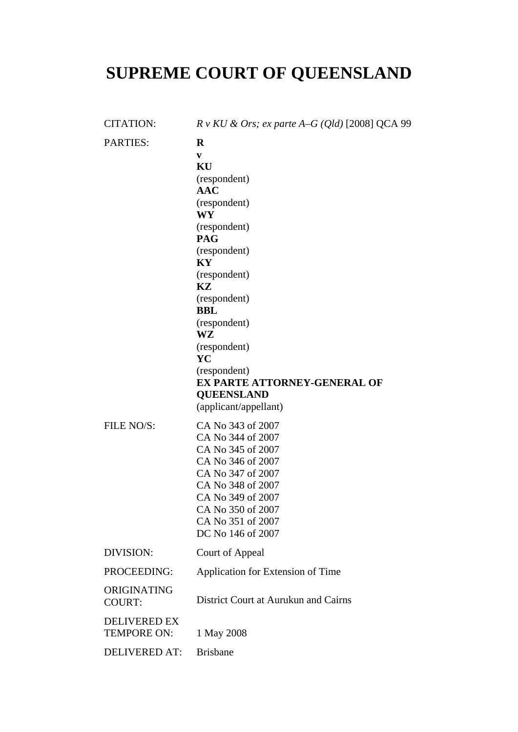# SUPREME COURT OF QUEENSLAND

| | |
|---|---|
| CITATION: | *R v KU & Ors; ex parte A–G (Qld)* [2008] QCA 99 |
| PARTIES: | **R**<br>**v**<br>**KU**<br>(respondent)<br>**AAC**<br>(respondent)<br>**WY**<br>(respondent)<br>**PAG**<br>(respondent)<br>**KY**<br>(respondent)<br>**KZ**<br>(respondent)<br>**BBL**<br>(respondent)<br>**WZ**<br>(respondent)<br>**YC**<br>(respondent)<br>**EX PARTE ATTORNEY-GENERAL OF QUEENSLAND**<br>(applicant/appellant) |
| FILE NO/S: | CA No 343 of 2007<br>CA No 344 of 2007<br>CA No 345 of 2007<br>CA No 346 of 2007<br>CA No 347 of 2007<br>CA No 348 of 2007<br>CA No 349 of 2007<br>CA No 350 of 2007<br>CA No 351 of 2007<br>DC No 146 of 2007 |
| DIVISION: | Court of Appeal |
| PROCEEDING: | Application for Extension of Time |
| ORIGINATING COURT: | District Court at Aurukun and Cairns |
| DELIVERED EX TEMPORE ON: | 1 May 2008 |
| DELIVERED AT: | Brisbane |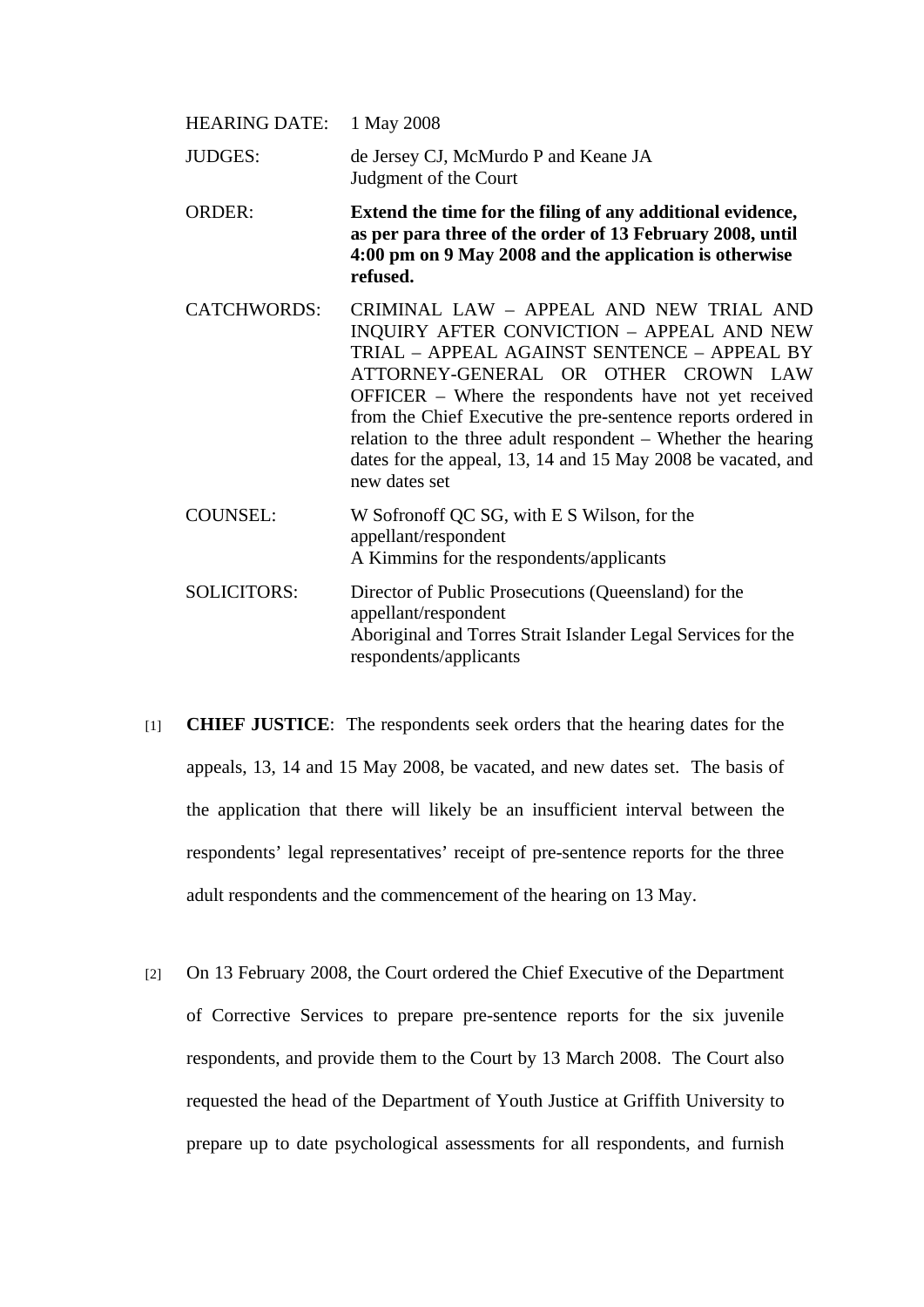| | |
|---|---|
| HEARING DATE: | 1 May 2008 |
| JUDGES: | de Jersey CJ, McMurdo P and Keane JA<br>Judgment of the Court |
| ORDER: | **Extend the time for the filing of any additional evidence, as per para three of the order of 13 February 2008, until 4:00 pm on 9 May 2008 and the application is otherwise refused.** |
| CATCHWORDS: | CRIMINAL LAW – APPEAL AND NEW TRIAL AND INQUIRY AFTER CONVICTION – APPEAL AND NEW TRIAL – APPEAL AGAINST SENTENCE – APPEAL BY ATTORNEY-GENERAL OR OTHER CROWN LAW OFFICER – Where the respondents have not yet received from the Chief Executive the pre-sentence reports ordered in relation to the three adult respondent – Whether the hearing dates for the appeal, 13, 14 and 15 May 2008 be vacated, and new dates set |
| COUNSEL: | W Sofronoff QC SG, with E S Wilson, for the appellant/respondent<br>A Kimmins for the respondents/applicants |
| SOLICITORS: | Director of Public Prosecutions (Queensland) for the appellant/respondent<br>Aboriginal and Torres Strait Islander Legal Services for the respondents/applicants |

[1] **CHIEF JUSTICE**: The respondents seek orders that the hearing dates for the appeals, 13, 14 and 15 May 2008, be vacated, and new dates set. The basis of the application that there will likely be an insufficient interval between the respondents' legal representatives' receipt of pre-sentence reports for the three adult respondents and the commencement of the hearing on 13 May.

[2] On 13 February 2008, the Court ordered the Chief Executive of the Department of Corrective Services to prepare pre-sentence reports for the six juvenile respondents, and provide them to the Court by 13 March 2008. The Court also requested the head of the Department of Youth Justice at Griffith University to prepare up to date psychological assessments for all respondents, and furnish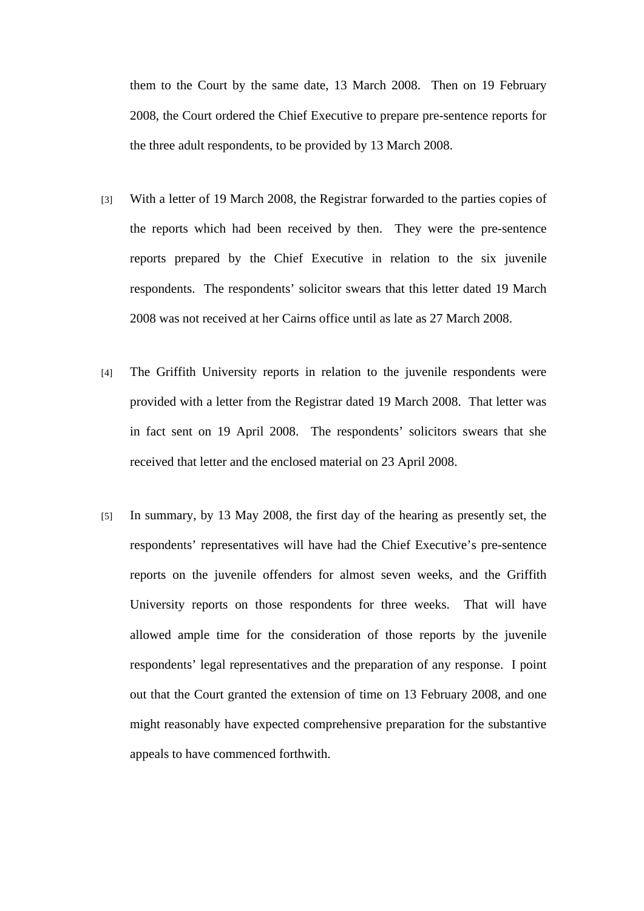them to the Court by the same date, 13 March 2008. Then on 19 February 2008, the Court ordered the Chief Executive to prepare pre-sentence reports for the three adult respondents, to be provided by 13 March 2008.

[3] With a letter of 19 March 2008, the Registrar forwarded to the parties copies of the reports which had been received by then. They were the pre-sentence reports prepared by the Chief Executive in relation to the six juvenile respondents. The respondents' solicitor swears that this letter dated 19 March 2008 was not received at her Cairns office until as late as 27 March 2008.

[4] The Griffith University reports in relation to the juvenile respondents were provided with a letter from the Registrar dated 19 March 2008. That letter was in fact sent on 19 April 2008. The respondents' solicitors swears that she received that letter and the enclosed material on 23 April 2008.

[5] In summary, by 13 May 2008, the first day of the hearing as presently set, the respondents' representatives will have had the Chief Executive's pre-sentence reports on the juvenile offenders for almost seven weeks, and the Griffith University reports on those respondents for three weeks. That will have allowed ample time for the consideration of those reports by the juvenile respondents' legal representatives and the preparation of any response. I point out that the Court granted the extension of time on 13 February 2008, and one might reasonably have expected comprehensive preparation for the substantive appeals to have commenced forthwith.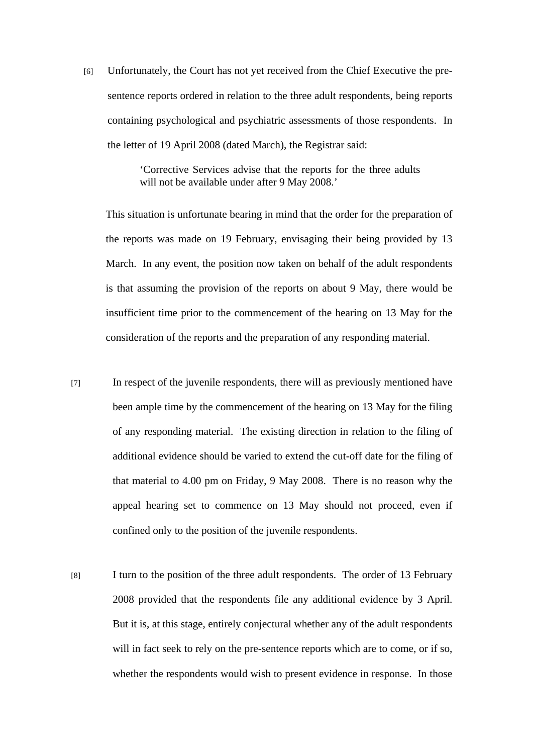[6] Unfortunately, the Court has not yet received from the Chief Executive the pre-sentence reports ordered in relation to the three adult respondents, being reports containing psychological and psychiatric assessments of those respondents. In the letter of 19 April 2008 (dated March), the Registrar said:

> 'Corrective Services advise that the reports for the three adults will not be available under after 9 May 2008.'

This situation is unfortunate bearing in mind that the order for the preparation of the reports was made on 19 February, envisaging their being provided by 13 March. In any event, the position now taken on behalf of the adult respondents is that assuming the provision of the reports on about 9 May, there would be insufficient time prior to the commencement of the hearing on 13 May for the consideration of the reports and the preparation of any responding material.

[7] In respect of the juvenile respondents, there will as previously mentioned have been ample time by the commencement of the hearing on 13 May for the filing of any responding material. The existing direction in relation to the filing of additional evidence should be varied to extend the cut-off date for the filing of that material to 4.00 pm on Friday, 9 May 2008. There is no reason why the appeal hearing set to commence on 13 May should not proceed, even if confined only to the position of the juvenile respondents.

[8] I turn to the position of the three adult respondents. The order of 13 February 2008 provided that the respondents file any additional evidence by 3 April. But it is, at this stage, entirely conjectural whether any of the adult respondents will in fact seek to rely on the pre-sentence reports which are to come, or if so, whether the respondents would wish to present evidence in response. In those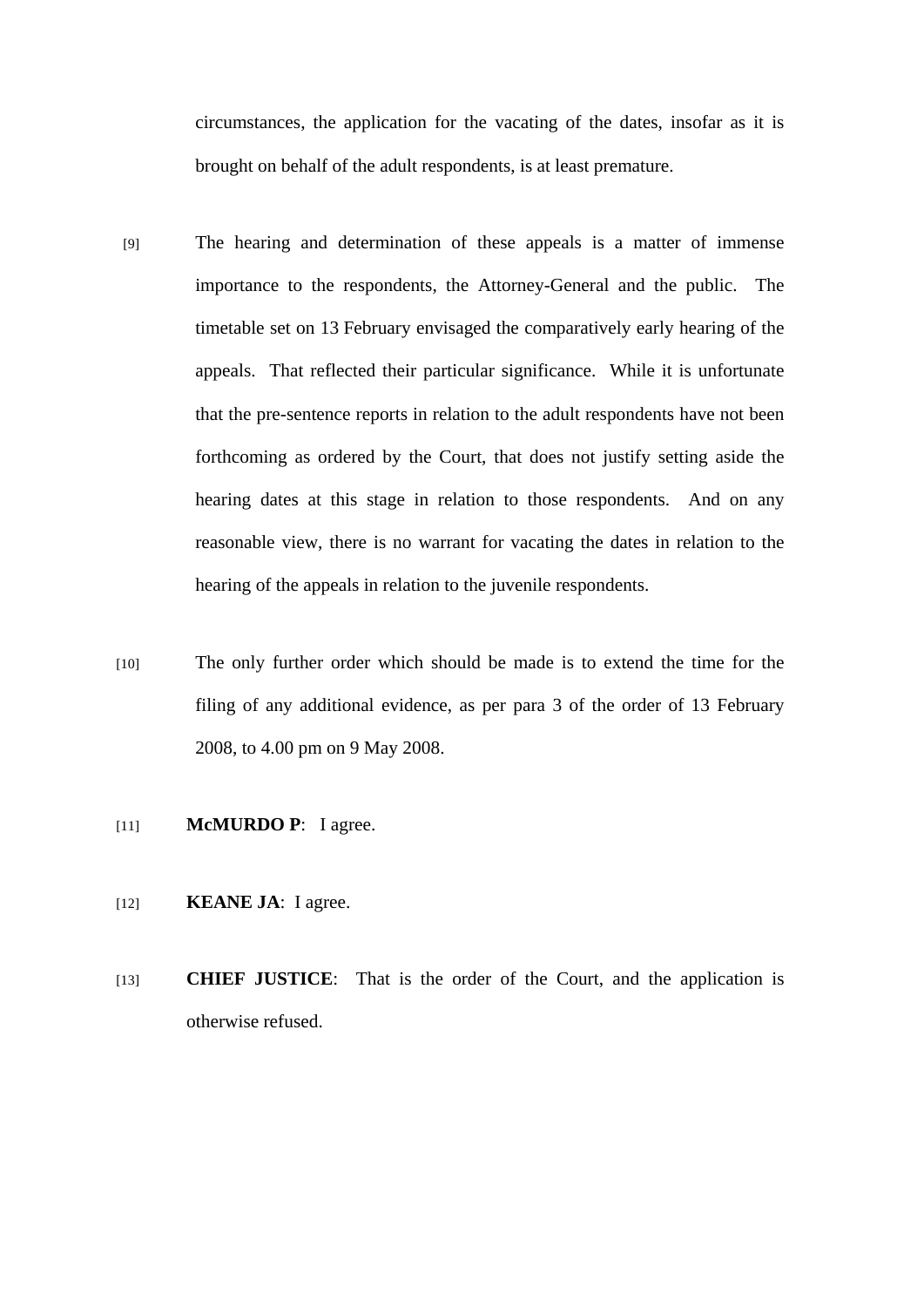circumstances, the application for the vacating of the dates, insofar as it is brought on behalf of the adult respondents, is at least premature.

[9] The hearing and determination of these appeals is a matter of immense importance to the respondents, the Attorney-General and the public. The timetable set on 13 February envisaged the comparatively early hearing of the appeals. That reflected their particular significance. While it is unfortunate that the pre-sentence reports in relation to the adult respondents have not been forthcoming as ordered by the Court, that does not justify setting aside the hearing dates at this stage in relation to those respondents. And on any reasonable view, there is no warrant for vacating the dates in relation to the hearing of the appeals in relation to the juvenile respondents.

[10] The only further order which should be made is to extend the time for the filing of any additional evidence, as per para 3 of the order of 13 February 2008, to 4.00 pm on 9 May 2008.

[11] **McMURDO P**: I agree.

[12] **KEANE JA**: I agree.

[13] **CHIEF JUSTICE**: That is the order of the Court, and the application is otherwise refused.